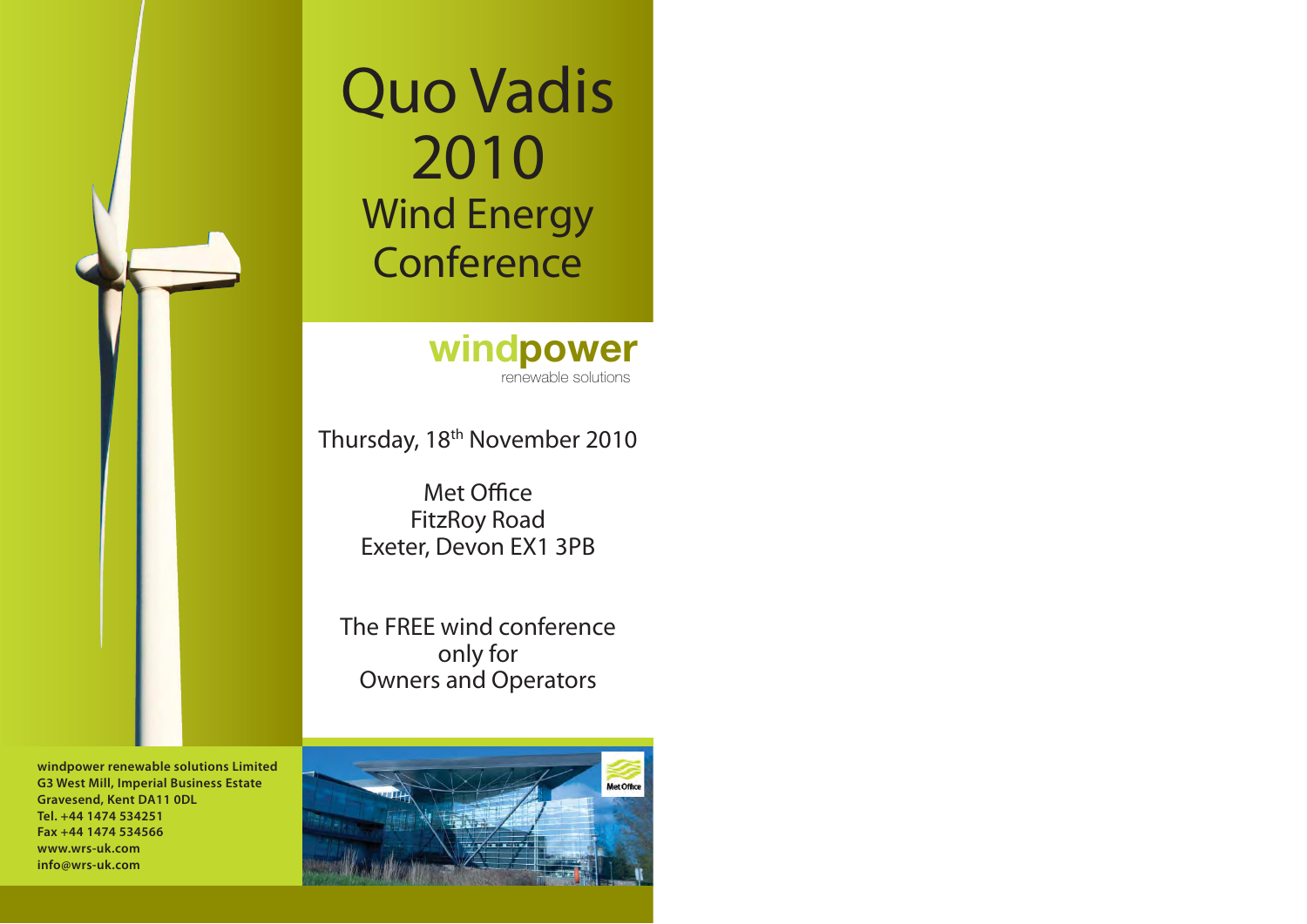# Quo Vadis 2010

## Wind Energy Conference

**windpower**
renewable solutions

Thursday, 18th November 2010

Met Office
FitzRoy Road
Exeter, Devon EX1 3PB

The FREE wind conference
only for
Owners and Operators

**windpower renewable solutions Limited**
**G3 West Mill, Imperial Business Estate**
**Gravesend, Kent DA11 0DL**
**Tel. +44 1474 534251**
**Fax +44 1474 534566**
**www.wrs-uk.com**
**info@wrs-uk.com**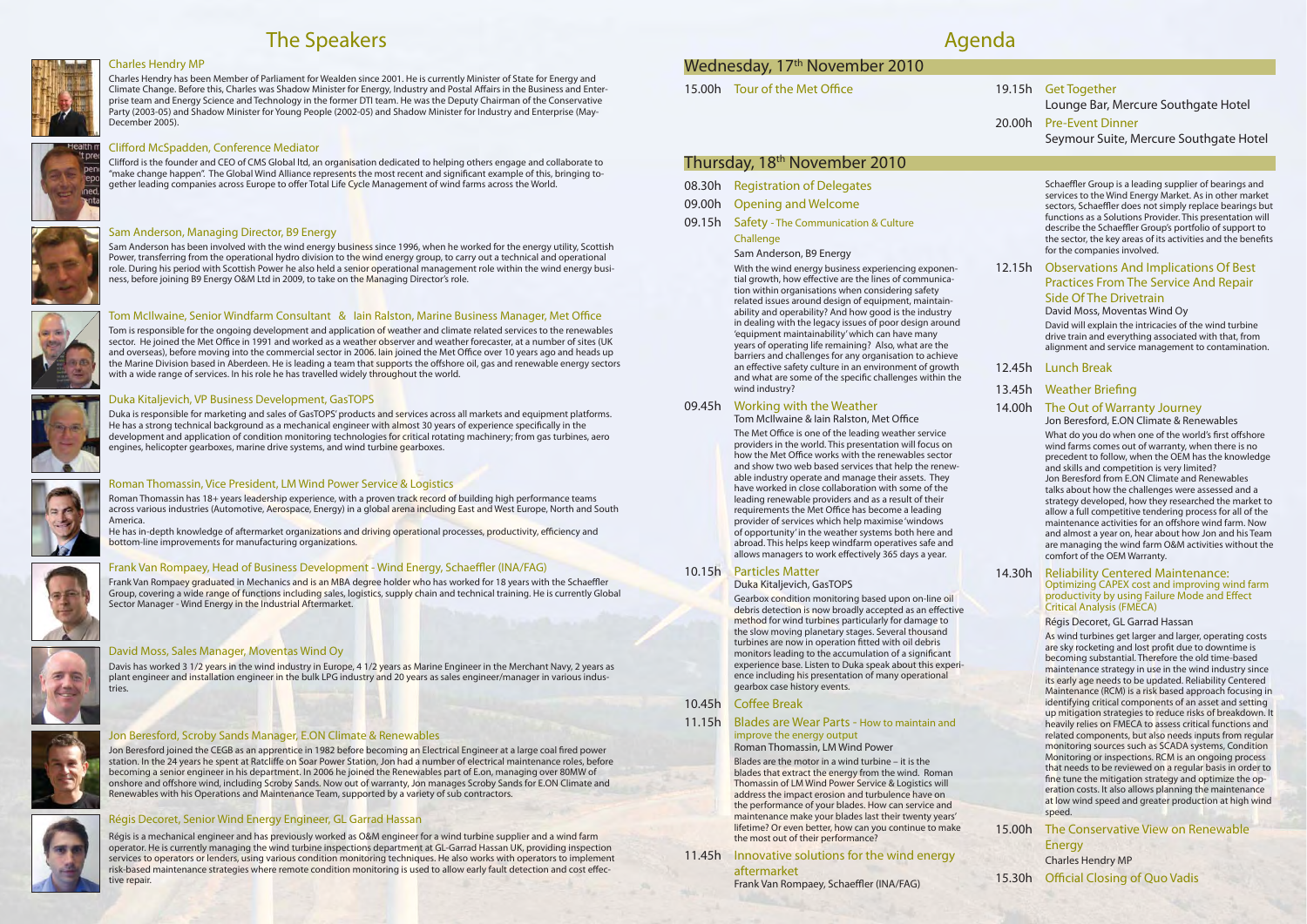# The Speakers

### Charles Hendry MP

Charles Hendry has been Member of Parliament for Wealden since 2001. He is currently Minister of State for Energy and Climate Change. Before this, Charles was Shadow Minister for Energy, Industry and Postal Affairs in the Business and Enterprise team and Energy Science and Technology in the former DTI team. He was the Deputy Chairman of the Conservative Party (2003-05) and Shadow Minister for Young People (2002-05) and Shadow Minister for Industry and Enterprise (May-December 2005).

### Clifford McSpadden, Conference Mediator

Clifford is the founder and CEO of CMS Global ltd, an organisation dedicated to helping others engage and collaborate to "make change happen". The Global Wind Alliance represents the most recent and significant example of this, bringing together leading companies across Europe to offer Total Life Cycle Management of wind farms across the World.

### Sam Anderson, Managing Director, B9 Energy

Sam Anderson has been involved with the wind energy business since 1996, when he worked for the energy utility, Scottish Power, transferring from the operational hydro division to the wind energy group, to carry out a technical and operational role. During his period with Scottish Power he also held a senior operational management role within the wind energy business, before joining B9 Energy O&M Ltd in 2009, to take on the Managing Director's role.

### Tom McIlwaine, Senior Windfarm Consultant & Iain Ralston, Marine Business Manager, Met Office

Tom is responsible for the ongoing development and application of weather and climate related services to the renewables sector. He joined the Met Office in 1991 and worked as a weather observer and weather forecaster, at a number of sites (UK and overseas), before moving into the commercial sector in 2006. Iain joined the Met Office over 10 years ago and heads up the Marine Division based in Aberdeen. He is leading a team that supports the offshore oil, gas and renewable energy sectors with a wide range of services. In his role he has travelled widely throughout the world.

### Duka Kitaljevich, VP Business Development, GasTOPS

Duka is responsible for marketing and sales of GasTOPS' products and services across all markets and equipment platforms. He has a strong technical background as a mechanical engineer with almost 30 years of experience specifically in the development and application of condition monitoring technologies for critical rotating machinery; from gas turbines, aero engines, helicopter gearboxes, marine drive systems, and wind turbine gearboxes.

### Roman Thomassin, Vice President, LM Wind Power Service & Logistics

Roman Thomassin has 18+ years leadership experience, with a proven track record of building high performance teams across various industries (Automotive, Aerospace, Energy) in a global arena including East and West Europe, North and South America.

He has in-depth knowledge of aftermarket organizations and driving operational processes, productivity, efficiency and bottom-line improvements for manufacturing organizations.

### Frank Van Rompaey, Head of Business Development - Wind Energy, Schaeffler (INA/FAG)

Frank Van Rompaey graduated in Mechanics and is an MBA degree holder who has worked for 18 years with the Schaeffler Group, covering a wide range of functions including sales, logistics, supply chain and technical training. He is currently Global Sector Manager - Wind Energy in the Industrial Aftermarket.

### David Moss, Sales Manager, Moventas Wind Oy

Davis has worked 3 1/2 years in the wind industry in Europe, 4 1/2 years as Marine Engineer in the Merchant Navy, 2 years as plant engineer and installation engineer in the bulk LPG industry and 20 years as sales engineer/manager in various industries.

### Jon Beresford, Scroby Sands Manager, E.ON Climate & Renewables

Jon Beresford joined the CEGB as an apprentice in 1982 before becoming an Electrical Engineer at a large coal fired power station. In the 24 years he spent at Ratcliffe on Soar Power Station, Jon had a number of electrical maintenance roles, before becoming a senior engineer in his department. In 2006 he joined the Renewables part of E.on, managing over 80MW of onshore and offshore wind, including Scroby Sands. Now out of warranty, Jon manages Scroby Sands for E.ON Climate and Renewables with his Operations and Maintenance Team, supported by a variety of sub contractors.

### Régis Decoret, Senior Wind Energy Engineer, GL Garrad Hassan

Régis is a mechanical engineer and has previously worked as O&M engineer for a wind turbine supplier and a wind farm operator. He is currently managing the wind turbine inspections department at GL-Garrad Hassan UK, providing inspection services to operators or lenders, using various condition monitoring techniques. He also works with operators to implement risk-based maintenance strategies where remote condition monitoring is used to allow early fault detection and cost effective repair.

# Agenda

## Wednesday, 17th November 2010

**15.00h** Tour of the Met Office

**19.15h** Get Together
Lounge Bar, Mercure Southgate Hotel

**20.00h** Pre-Event Dinner
Seymour Suite, Mercure Southgate Hotel

## Thursday, 18th November 2010

**08.30h** Registration of Delegates

**09.00h** Opening and Welcome

**09.15h** Safety - The Communication & Culture Challenge
Sam Anderson, B9 Energy

With the wind energy business experiencing exponential growth, how effective are the lines of communication within organisations when considering safety related issues around design of equipment, maintainability and operability? And how good is the industry in dealing with the legacy issues of poor design around 'equipment maintainability' which can have many years of operating life remaining? Also, what are the barriers and challenges for any organisation to achieve an effective safety culture in an environment of growth and what are some of the specific challenges within the wind industry?

**09.45h** Working with the Weather
Tom McIlwaine & Iain Ralston, Met Office

The Met Office is one of the leading weather service providers in the world. This presentation will focus on how the Met Office works with the renewables sector and show two web based services that help the renewable industry operate and manage their assets. They have worked in close collaboration with some of the leading renewable providers and as a result of their requirements the Met Office has become a leading provider of services which help maximise 'windows of opportunity' in the weather systems both here and abroad. This helps keep windfarm operatives safe and allows managers to work effectively 365 days a year.

**10.15h** Particles Matter
Duka Kitaljevich, GasTOPS

Gearbox condition monitoring based upon on-line oil debris detection is now broadly accepted as an effective method for wind turbines particularly for damage to the slow moving planetary stages. Several thousand turbines are now in operation fitted with oil debris monitors leading to the accumulation of a significant experience base. Listen to Duka speak about this experience including his presentation of many operational gearbox case history events.

**10.45h** Coffee Break

**11.15h** Blades are Wear Parts - How to maintain and improve the energy output
Roman Thomassin, LM Wind Power

Blades are the motor in a wind turbine – it is the blades that extract the energy from the wind. Roman Thomassin of LM Wind Power Service & Logistics will address the impact erosion and turbulence have on the performance of your blades. How can service and maintenance make your blades last their twenty years' lifetime? Or even better, how can you continue to make the most out of their performance?

**11.45h** Innovative solutions for the wind energy aftermarket
Frank Van Rompaey, Schaeffler (INA/FAG)

Schaeffler Group is a leading supplier of bearings and services to the Wind Energy Market. As in other market sectors, Schaeffler does not simply replace bearings but functions as a Solutions Provider. This presentation will describe the Schaeffler Group's portfolio of support to the sector, the key areas of its activities and the benefits for the companies involved.

**12.15h** Observations And Implications Of Best Practices From The Service And Repair Side Of The Drivetrain
David Moss, Moventas Wind Oy

David will explain the intricacies of the wind turbine drive train and everything associated with that, from alignment and service management to contamination.

**12.45h** Lunch Break

**13.45h** Weather Briefing

**14.00h** The Out of Warranty Journey
Jon Beresford, E.ON Climate & Renewables

What do you do when one of the world's first offshore wind farms comes out of warranty, when there is no precedent to follow, when the OEM has the knowledge and skills and competition is very limited? Jon Beresford from E.ON Climate and Renewables talks about how the challenges were assessed and a strategy developed, how they researched the market to allow a full competitive tendering process for all of the maintenance activities for an offshore wind farm. Now and almost a year on, hear about how Jon and his Team are managing the wind farm O&M activities without the comfort of the OEM Warranty.

**14.30h** Reliability Centered Maintenance: Optimizing CAPEX cost and improving wind farm productivity by using Failure Mode and Effect Critical Analysis (FMECA)
Régis Decoret, GL Garrad Hassan

As wind turbines get larger and larger, operating costs are sky rocketing and lost profit due to downtime is becoming substantial. Therefore the old time-based maintenance strategy in use in the wind industry since its early age needs to be updated. Reliability Centered Maintenance (RCM) is a risk based approach focusing in identifying critical components of an asset and setting up mitigation strategies to reduce risks of breakdown. It heavily relies on FMECA to assess critical functions and related components, but also needs inputs from regular monitoring sources such as SCADA systems, Condition Monitoring or inspections. RCM is an ongoing process that needs to be reviewed on a regular basis in order to fine tune the mitigation strategy and optimize the operation costs. It also allows planning the maintenance at low wind speed and greater production at high wind speed.

**15.00h** The Conservative View on Renewable Energy
Charles Hendry MP

**15.30h** Official Closing of Quo Vadis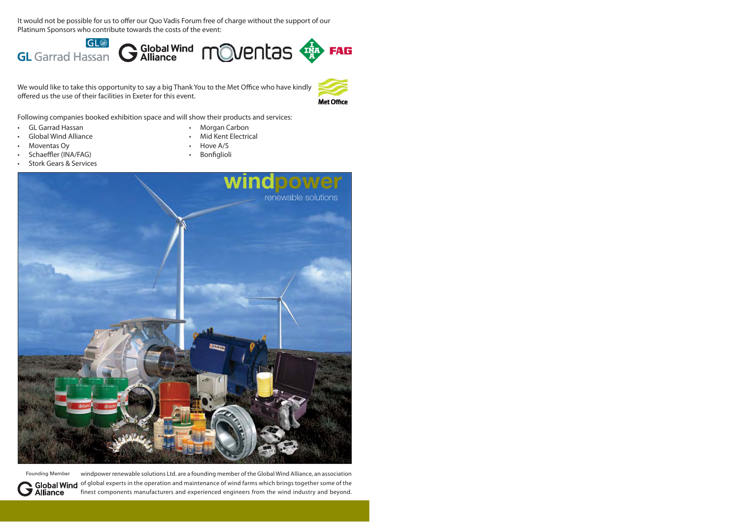It would not be possible for us to offer our Quo Vadis Forum free of charge without the support of our Platinum Sponsors who contribute towards the costs of the event:

We would like to take this opportunity to say a big Thank You to the Met Office who have kindly offered us the use of their facilities in Exeter for this event.

Following companies booked exhibition space and will show their products and services:

- GL Garrad Hassan
- Global Wind Alliance
- Moventas Oy
- Schaeffler (INA/FAG)
- Stork Gears & Services
- Morgan Carbon
- Mid Kent Electrical
- Hove A/S
- Bonfiglioli

windpower renewable solutions Ltd. are a founding member of the Global Wind Alliance, an association of global experts in the operation and maintenance of wind farms which brings together some of the finest components manufacturers and experienced engineers from the wind industry and beyond.